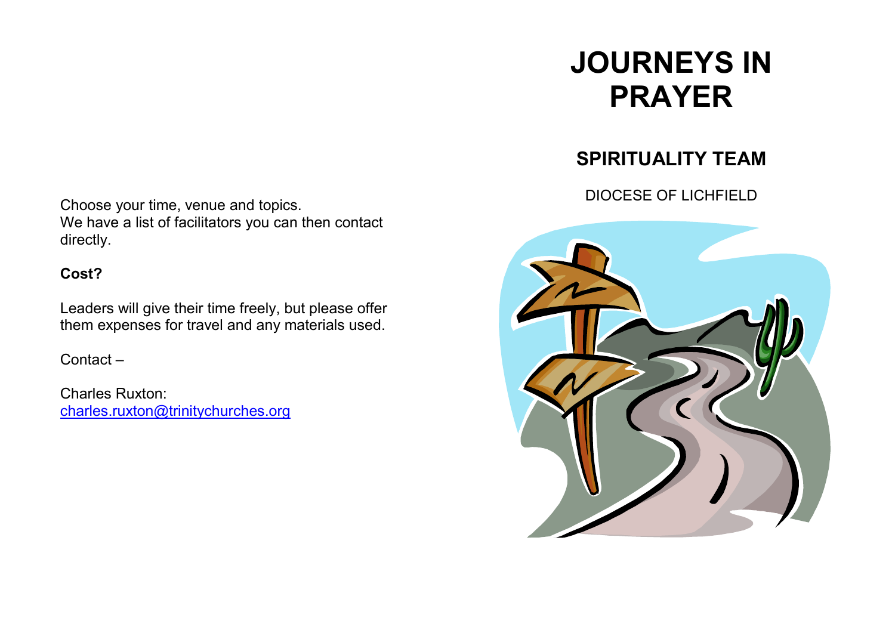Choose your time, venue and topics.
We have a list of facilitators you can then contact directly.

**Cost?**

Leaders will give their time freely, but please offer them expenses for travel and any materials used.

Contact –

Charles Ruxton:
charles.ruxton@trinitychurches.org

# JOURNEYS IN PRAYER

## SPIRITUALITY TEAM

DIOCESE OF LICHFIELD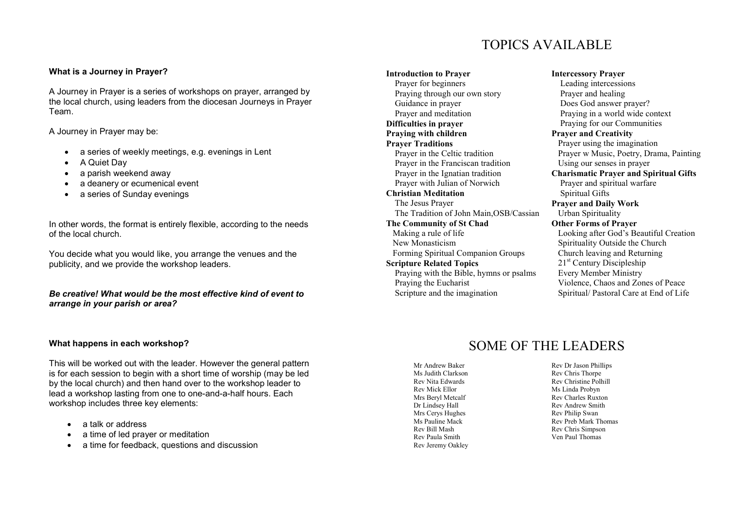### What is a Journey in Prayer?

A Journey in Prayer is a series of workshops on prayer, arranged by the local church, using leaders from the diocesan Journeys in Prayer Team.

A Journey in Prayer may be:

- a series of weekly meetings, e.g. evenings in Lent
- A Quiet Day
- a parish weekend away
- a deanery or ecumenical event
- a series of Sunday evenings

In other words, the format is entirely flexible, according to the needs of the local church.

You decide what you would like, you arrange the venues and the publicity, and we provide the workshop leaders.

***Be creative! What would be the most effective kind of event to arrange in your parish or area?***

### What happens in each workshop?

This will be worked out with the leader. However the general pattern is for each session to begin with a short time of worship (may be led by the local church) and then hand over to the workshop leader to lead a workshop lasting from one to one-and-a-half hours. Each workshop includes three key elements:

- a talk or address
- a time of led prayer or meditation
- a time for feedback, questions and discussion

# TOPICS AVAILABLE

**Introduction to Prayer**
Prayer for beginners
Praying through our own story
Guidance in prayer
Prayer and meditation

**Difficulties in prayer**

**Praying with children**

**Prayer Traditions**
Prayer in the Celtic tradition
Prayer in the Franciscan tradition
Prayer in the Ignatian tradition
Prayer with Julian of Norwich

**Christian Meditation**
The Jesus Prayer
The Tradition of John Main,OSB/Cassian

**The Community of St Chad**
Making a rule of life
New Monasticism
Forming Spiritual Companion Groups

**Scripture Related Topics**
Praying with the Bible, hymns or psalms
Praying the Eucharist
Scripture and the imagination

**Intercessory Prayer**
Leading intercessions
Prayer and healing
Does God answer prayer?
Praying in a world wide context
Praying for our Communities

**Prayer and Creativity**
Prayer using the imagination
Prayer w Music, Poetry, Drama, Painting
Using our senses in prayer

**Charismatic Prayer and Spiritual Gifts**
Prayer and spiritual warfare
Spiritual Gifts

**Prayer and Daily Work**
Urban Spirituality

**Other Forms of Prayer**
Looking after God's Beautiful Creation
Spirituality Outside the Church
Church leaving and Returning
21st Century Discipleship
Every Member Ministry
Violence, Chaos and Zones of Peace
Spiritual/ Pastoral Care at End of Life

# SOME OF THE LEADERS

Mr Andrew Baker
Ms Judith Clarkson
Rev Nita Edwards
Rev Mick Ellor
Mrs Beryl Metcalf
Dr Lindsey Hall
Mrs Cerys Hughes
Ms Pauline Mack
Rev Bill Mash
Rev Paula Smith
Rev Jeremy Oakley
Rev Dr Jason Phillips
Rev Chris Thorpe
Rev Christine Polhill
Ms Linda Probyn
Rev Charles Ruxton
Rev Andrew Smith
Rev Philip Swan
Rev Preb Mark Thomas
Rev Chris Simpson
Ven Paul Thomas